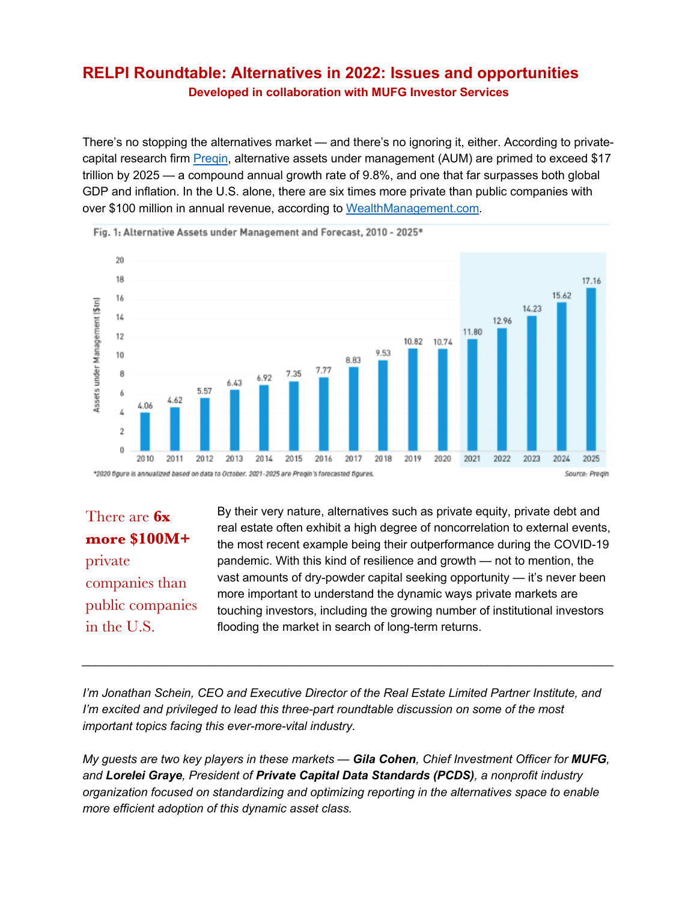# RELPI Roundtable: Alternatives in 2022: Issues and opportunities

**Developed in collaboration with MUFG Investor Services**

There's no stopping the alternatives market — and there's no ignoring it, either. According to private-capital research firm [Preqin](), alternative assets under management (AUM) are primed to exceed $17 trillion by 2025 — a compound annual growth rate of 9.8%, and one that far surpasses both global GDP and inflation. In the U.S. alone, there are six times more private than public companies with over $100 million in annual revenue, according to [WealthManagement.com]().

Fig. 1: Alternative Assets under Management and Forecast, 2010 - 2025*

| Year | Assets under Management ($tn) |
|---|---|
| 2010 | 4.06 |
| 2011 | 4.62 |
| 2012 | 5.57 |
| 2013 | 6.43 |
| 2014 | 6.92 |
| 2015 | 7.35 |
| 2016 | 7.77 |
| 2017 | 8.83 |
| 2018 | 9.53 |
| 2019 | 10.82 |
| 2020 | 10.74 |
| 2021 | 11.80 |
| 2022 | 12.96 |
| 2023 | 14.23 |
| 2024 | 15.62 |
| 2025 | 17.16 |

*2020 figure is annualized based on data to October. 2021-2025 are Preqin's forecasted figures.

Source: Preqin

There are **6x more $100M+** private companies than public companies in the U.S.

By their very nature, alternatives such as private equity, private debt and real estate often exhibit a high degree of noncorrelation to external events, the most recent example being their outperformance during the COVID-19 pandemic. With this kind of resilience and growth — not to mention, the vast amounts of dry-powder capital seeking opportunity — it's never been more important to understand the dynamic ways private markets are touching investors, including the growing number of institutional investors flooding the market in search of long-term returns.

---

*I'm Jonathan Schein, CEO and Executive Director of the Real Estate Limited Partner Institute, and I'm excited and privileged to lead this three-part roundtable discussion on some of the most important topics facing this ever-more-vital industry.*

*My guests are two key players in these markets — **Gila Cohen**, Chief Investment Officer for **MUFG**, and **Lorelei Graye**, President of **Private Capital Data Standards (PCDS)**, a nonprofit industry organization focused on standardizing and optimizing reporting in the alternatives space to enable more efficient adoption of this dynamic asset class.*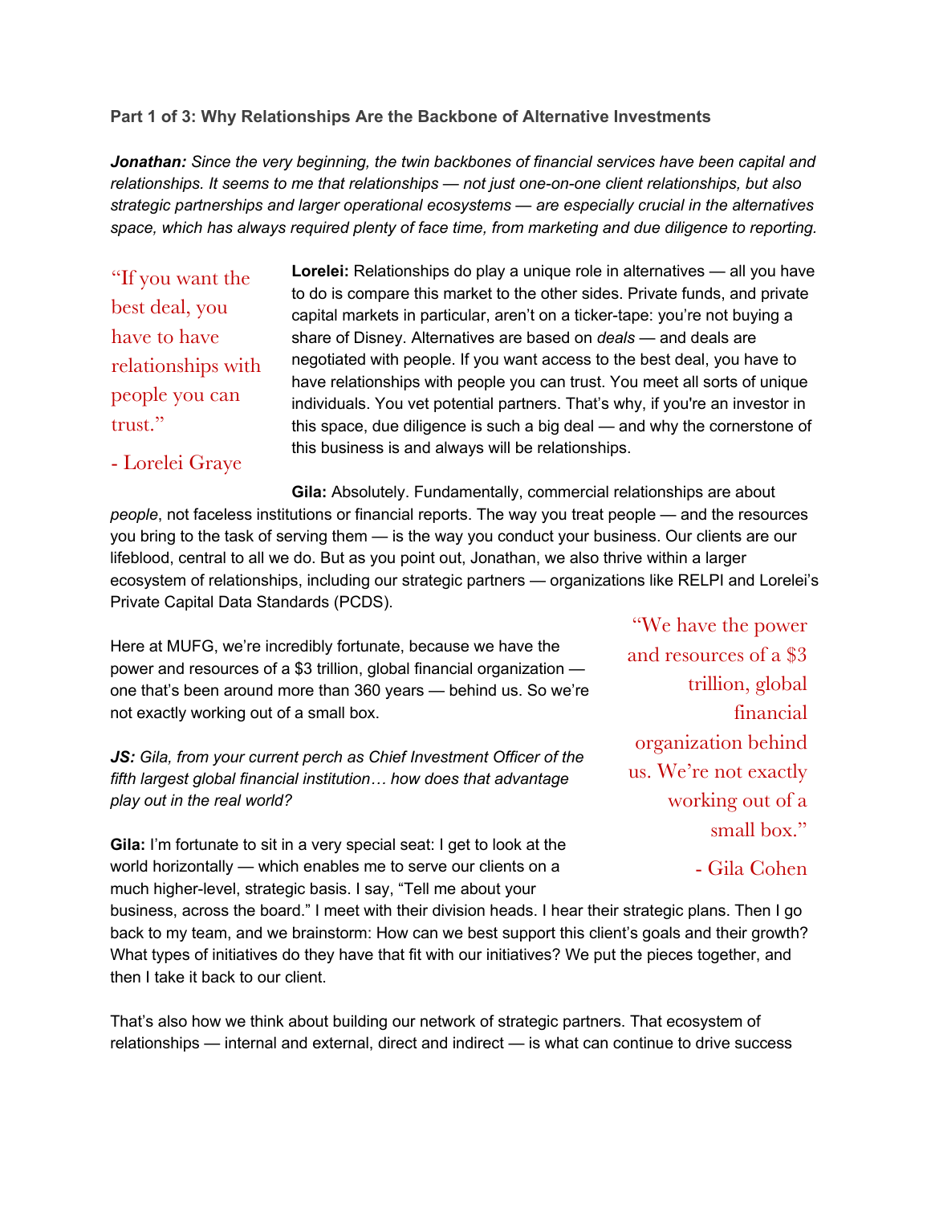**Part 1 of 3: Why Relationships Are the Backbone of Alternative Investments**

***Jonathan:*** *Since the very beginning, the twin backbones of financial services have been capital and relationships. It seems to me that relationships — not just one-on-one client relationships, but also strategic partnerships and larger operational ecosystems — are especially crucial in the alternatives space, which has always required plenty of face time, from marketing and due diligence to reporting.*

> "If you want the best deal, you have to have relationships with people you can trust."
>
> \- Lorelei Graye

**Lorelei:** Relationships do play a unique role in alternatives — all you have to do is compare this market to the other sides. Private funds, and private capital markets in particular, aren't on a ticker-tape: you're not buying a share of Disney. Alternatives are based on *deals* — and deals are negotiated with people. If you want access to the best deal, you have to have relationships with people you can trust. You meet all sorts of unique individuals. You vet potential partners. That's why, if you're an investor in this space, due diligence is such a big deal — and why the cornerstone of this business is and always will be relationships.

**Gila:** Absolutely. Fundamentally, commercial relationships are about *people*, not faceless institutions or financial reports. The way you treat people — and the resources you bring to the task of serving them — is the way you conduct your business. Our clients are our lifeblood, central to all we do. But as you point out, Jonathan, we also thrive within a larger ecosystem of relationships, including our strategic partners — organizations like RELPI and Lorelei's Private Capital Data Standards (PCDS).

Here at MUFG, we're incredibly fortunate, because we have the power and resources of a $3 trillion, global financial organization — one that's been around more than 360 years — behind us. So we're not exactly working out of a small box.

> "We have the power and resources of a $3 trillion, global financial organization behind us. We're not exactly working out of a small box."
>
> \- Gila Cohen

***JS:*** *Gila, from your current perch as Chief Investment Officer of the fifth largest global financial institution… how does that advantage play out in the real world?*

**Gila:** I'm fortunate to sit in a very special seat: I get to look at the world horizontally — which enables me to serve our clients on a much higher-level, strategic basis. I say, "Tell me about your business, across the board." I meet with their division heads. I hear their strategic plans. Then I go back to my team, and we brainstorm: How can we best support this client's goals and their growth? What types of initiatives do they have that fit with our initiatives? We put the pieces together, and then I take it back to our client.

That's also how we think about building our network of strategic partners. That ecosystem of relationships — internal and external, direct and indirect — is what can continue to drive success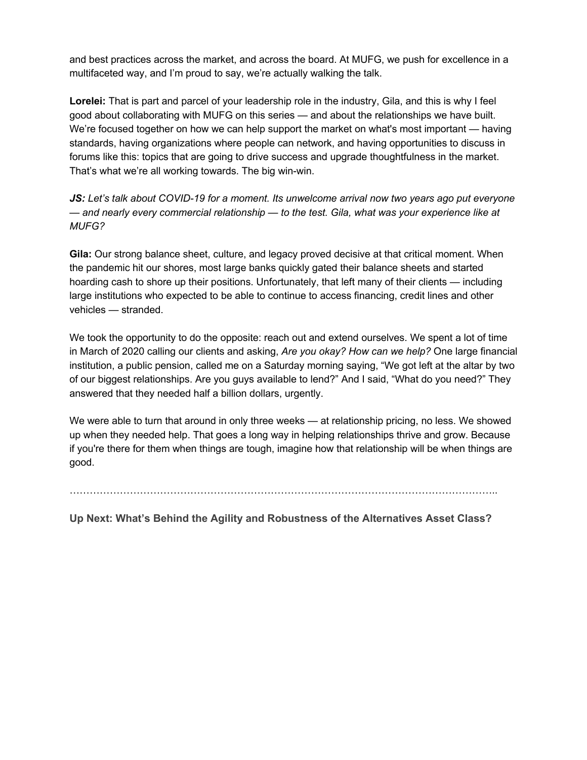and best practices across the market, and across the board. At MUFG, we push for excellence in a multifaceted way, and I'm proud to say, we're actually walking the talk.

**Lorelei:** That is part and parcel of your leadership role in the industry, Gila, and this is why I feel good about collaborating with MUFG on this series — and about the relationships we have built. We're focused together on how we can help support the market on what's most important — having standards, having organizations where people can network, and having opportunities to discuss in forums like this: topics that are going to drive success and upgrade thoughtfulness in the market. That's what we're all working towards. The big win-win.

***JS:*** *Let's talk about COVID-19 for a moment. Its unwelcome arrival now two years ago put everyone — and nearly every commercial relationship — to the test. Gila, what was your experience like at MUFG?*

**Gila:** Our strong balance sheet, culture, and legacy proved decisive at that critical moment. When the pandemic hit our shores, most large banks quickly gated their balance sheets and started hoarding cash to shore up their positions. Unfortunately, that left many of their clients — including large institutions who expected to be able to continue to access financing, credit lines and other vehicles — stranded.

We took the opportunity to do the opposite: reach out and extend ourselves. We spent a lot of time in March of 2020 calling our clients and asking, *Are you okay? How can we help?* One large financial institution, a public pension, called me on a Saturday morning saying, "We got left at the altar by two of our biggest relationships. Are you guys available to lend?" And I said, "What do you need?" They answered that they needed half a billion dollars, urgently.

We were able to turn that around in only three weeks — at relationship pricing, no less. We showed up when they needed help. That goes a long way in helping relationships thrive and grow. Because if you're there for them when things are tough, imagine how that relationship will be when things are good.

…………………………………………………………………………………………………………..

**Up Next: What's Behind the Agility and Robustness of the Alternatives Asset Class?**